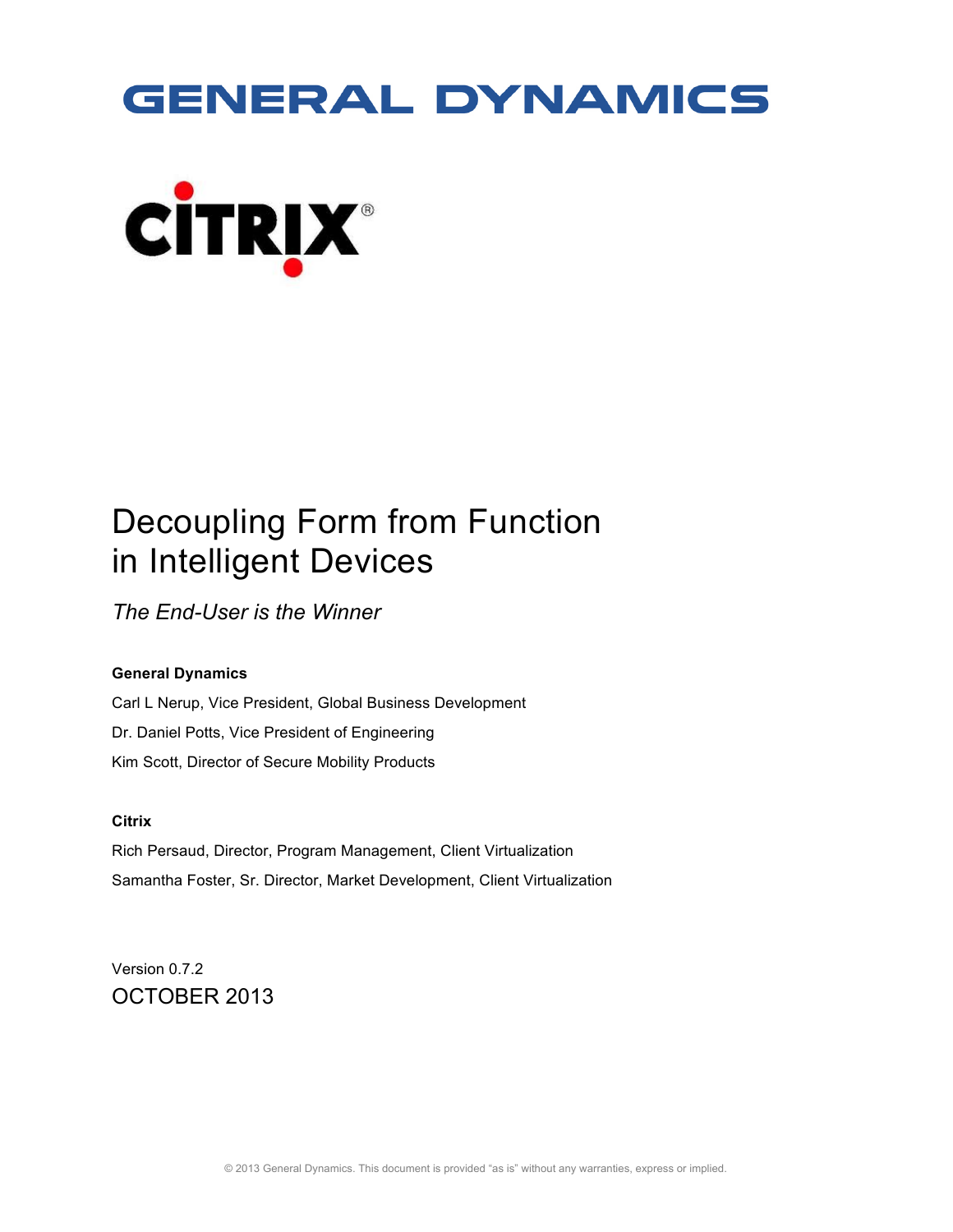GENERAL DYNAMICS

CITRIX®

# Decoupling Form from Function in Intelligent Devices

*The End-User is the Winner*

**General Dynamics**

Carl L Nerup, Vice President, Global Business Development

Dr. Daniel Potts, Vice President of Engineering

Kim Scott, Director of Secure Mobility Products

**Citrix**

Rich Persaud, Director, Program Management, Client Virtualization

Samantha Foster, Sr. Director, Market Development, Client Virtualization

Version 0.7.2

OCTOBER 2013

© 2013 General Dynamics. This document is provided "as is" without any warranties, express or implied.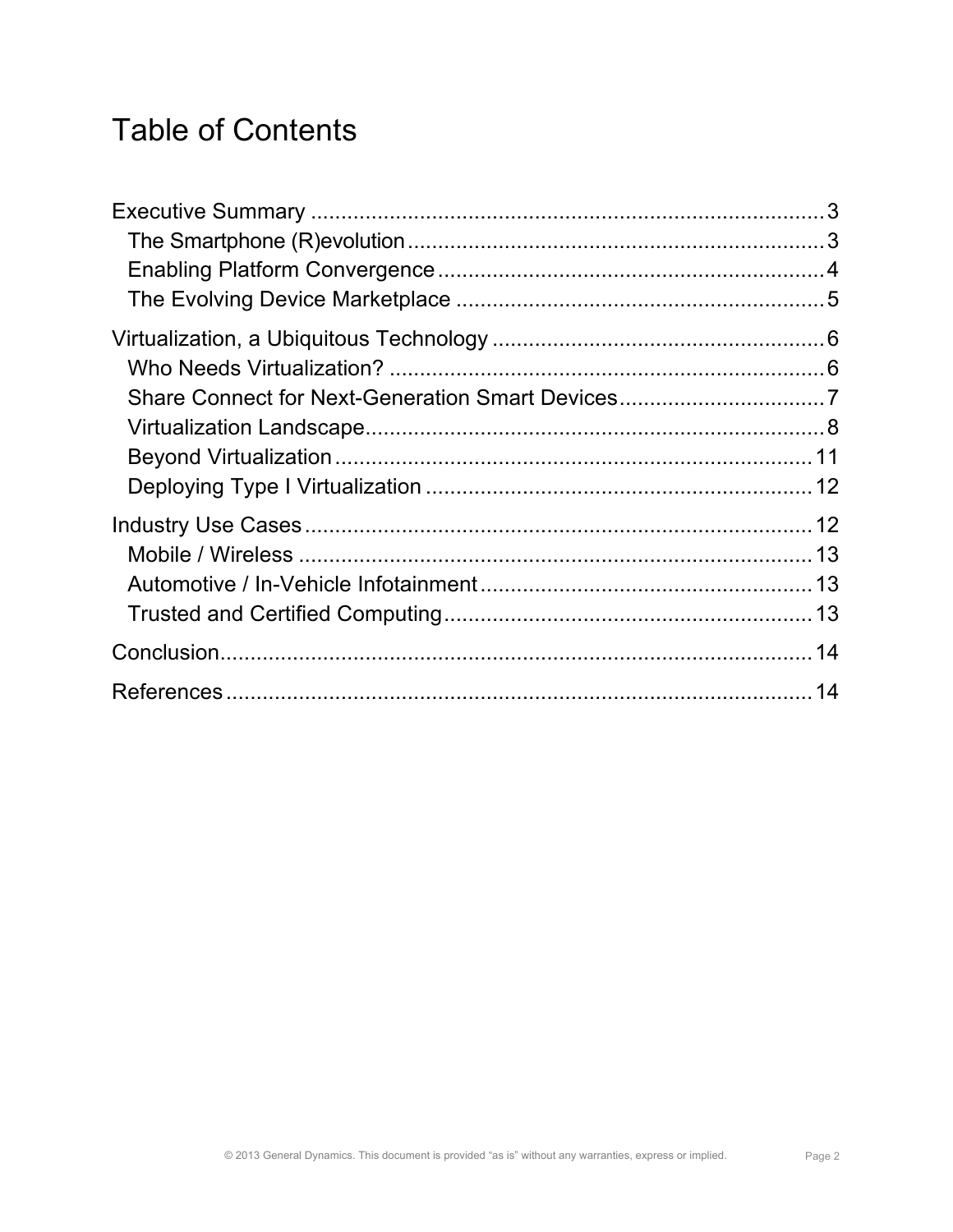# Table of Contents

- Executive Summary ... 3
  - The Smartphone (R)evolution ... 3
  - Enabling Platform Convergence ... 4
  - The Evolving Device Marketplace ... 5
- Virtualization, a Ubiquitous Technology ... 6
  - Who Needs Virtualization? ... 6
  - Share Connect for Next-Generation Smart Devices ... 7
  - Virtualization Landscape ... 8
  - Beyond Virtualization ... 11
  - Deploying Type I Virtualization ... 12
- Industry Use Cases ... 12
  - Mobile / Wireless ... 13
  - Automotive / In-Vehicle Infotainment ... 13
  - Trusted and Certified Computing ... 13
- Conclusion ... 14
- References ... 14

© 2013 General Dynamics. This document is provided "as is" without any warranties, express or implied.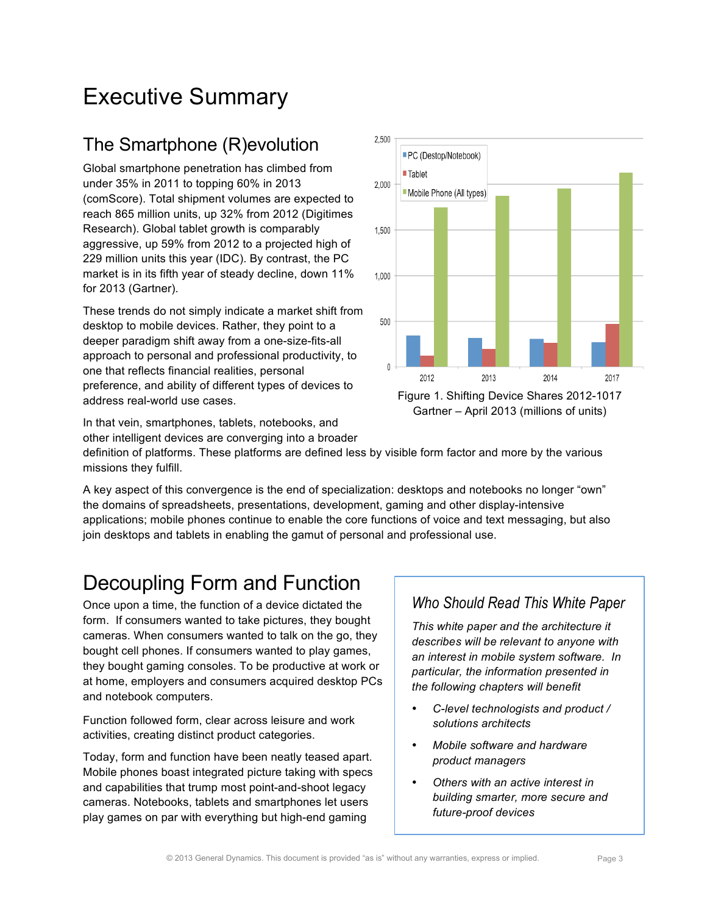# Executive Summary

## The Smartphone (R)evolution

Global smartphone penetration has climbed from under 35% in 2011 to topping 60% in 2013 (comScore). Total shipment volumes are expected to reach 865 million units, up 32% from 2012 (Digitimes Research). Global tablet growth is comparably aggressive, up 59% from 2012 to a projected high of 229 million units this year (IDC). By contrast, the PC market is in its fifth year of steady decline, down 11% for 2013 (Gartner).

These trends do not simply indicate a market shift from desktop to mobile devices. Rather, they point to a deeper paradigm shift away from a one-size-fits-all approach to personal and professional productivity, to one that reflects financial realities, personal preference, and ability of different types of devices to address real-world use cases.

Figure 1. Shifting Device Shares 2012-1017
Gartner – April 2013 (millions of units)

In that vein, smartphones, tablets, notebooks, and other intelligent devices are converging into a broader definition of platforms. These platforms are defined less by visible form factor and more by the various missions they fulfill.

A key aspect of this convergence is the end of specialization: desktops and notebooks no longer "own" the domains of spreadsheets, presentations, development, gaming and other display-intensive applications; mobile phones continue to enable the core functions of voice and text messaging, but also join desktops and tablets in enabling the gamut of personal and professional use.

## Decoupling Form and Function

Once upon a time, the function of a device dictated the form. If consumers wanted to take pictures, they bought cameras. When consumers wanted to talk on the go, they bought cell phones. If consumers wanted to play games, they bought gaming consoles. To be productive at work or at home, employers and consumers acquired desktop PCs and notebook computers.

Function followed form, clear across leisure and work activities, creating distinct product categories.

Today, form and function have been neatly teased apart. Mobile phones boast integrated picture taking with specs and capabilities that trump most point-and-shoot legacy cameras. Notebooks, tablets and smartphones let users play games on par with everything but high-end gaming

### *Who Should Read This White Paper*

*This white paper and the architecture it describes will be relevant to anyone with an interest in mobile system software. In particular, the information presented in the following chapters will benefit*

- *C-level technologists and product / solutions architects*
- *Mobile software and hardware product managers*
- *Others with an active interest in building smarter, more secure and future-proof devices*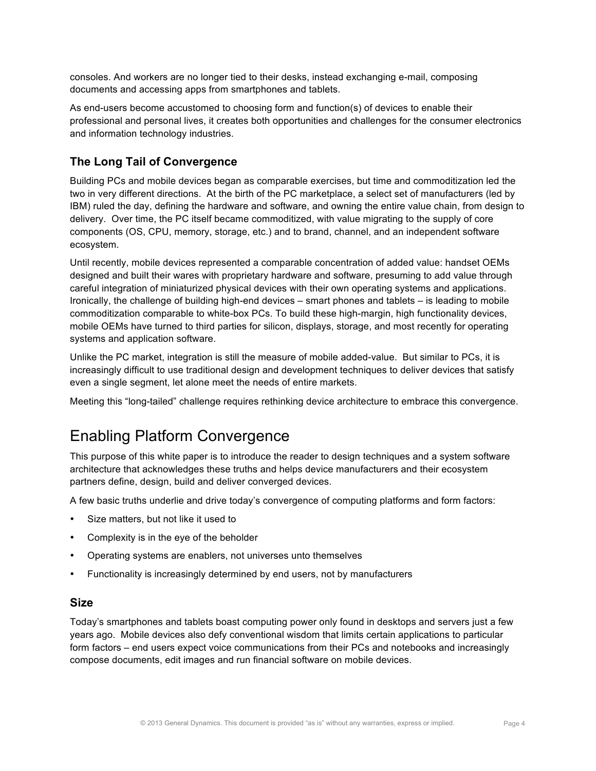consoles. And workers are no longer tied to their desks, instead exchanging e-mail, composing documents and accessing apps from smartphones and tablets.

As end-users become accustomed to choosing form and function(s) of devices to enable their professional and personal lives, it creates both opportunities and challenges for the consumer electronics and information technology industries.

### The Long Tail of Convergence

Building PCs and mobile devices began as comparable exercises, but time and commoditization led the two in very different directions. At the birth of the PC marketplace, a select set of manufacturers (led by IBM) ruled the day, defining the hardware and software, and owning the entire value chain, from design to delivery. Over time, the PC itself became commoditized, with value migrating to the supply of core components (OS, CPU, memory, storage, etc.) and to brand, channel, and an independent software ecosystem.

Until recently, mobile devices represented a comparable concentration of added value: handset OEMs designed and built their wares with proprietary hardware and software, presuming to add value through careful integration of miniaturized physical devices with their own operating systems and applications. Ironically, the challenge of building high-end devices – smart phones and tablets – is leading to mobile commoditization comparable to white-box PCs. To build these high-margin, high functionality devices, mobile OEMs have turned to third parties for silicon, displays, storage, and most recently for operating systems and application software.

Unlike the PC market, integration is still the measure of mobile added-value. But similar to PCs, it is increasingly difficult to use traditional design and development techniques to deliver devices that satisfy even a single segment, let alone meet the needs of entire markets.

Meeting this "long-tailed" challenge requires rethinking device architecture to embrace this convergence.

## Enabling Platform Convergence

This purpose of this white paper is to introduce the reader to design techniques and a system software architecture that acknowledges these truths and helps device manufacturers and their ecosystem partners define, design, build and deliver converged devices.

A few basic truths underlie and drive today's convergence of computing platforms and form factors:

- Size matters, but not like it used to
- Complexity is in the eye of the beholder
- Operating systems are enablers, not universes unto themselves
- Functionality is increasingly determined by end users, not by manufacturers

### Size

Today's smartphones and tablets boast computing power only found in desktops and servers just a few years ago. Mobile devices also defy conventional wisdom that limits certain applications to particular form factors – end users expect voice communications from their PCs and notebooks and increasingly compose documents, edit images and run financial software on mobile devices.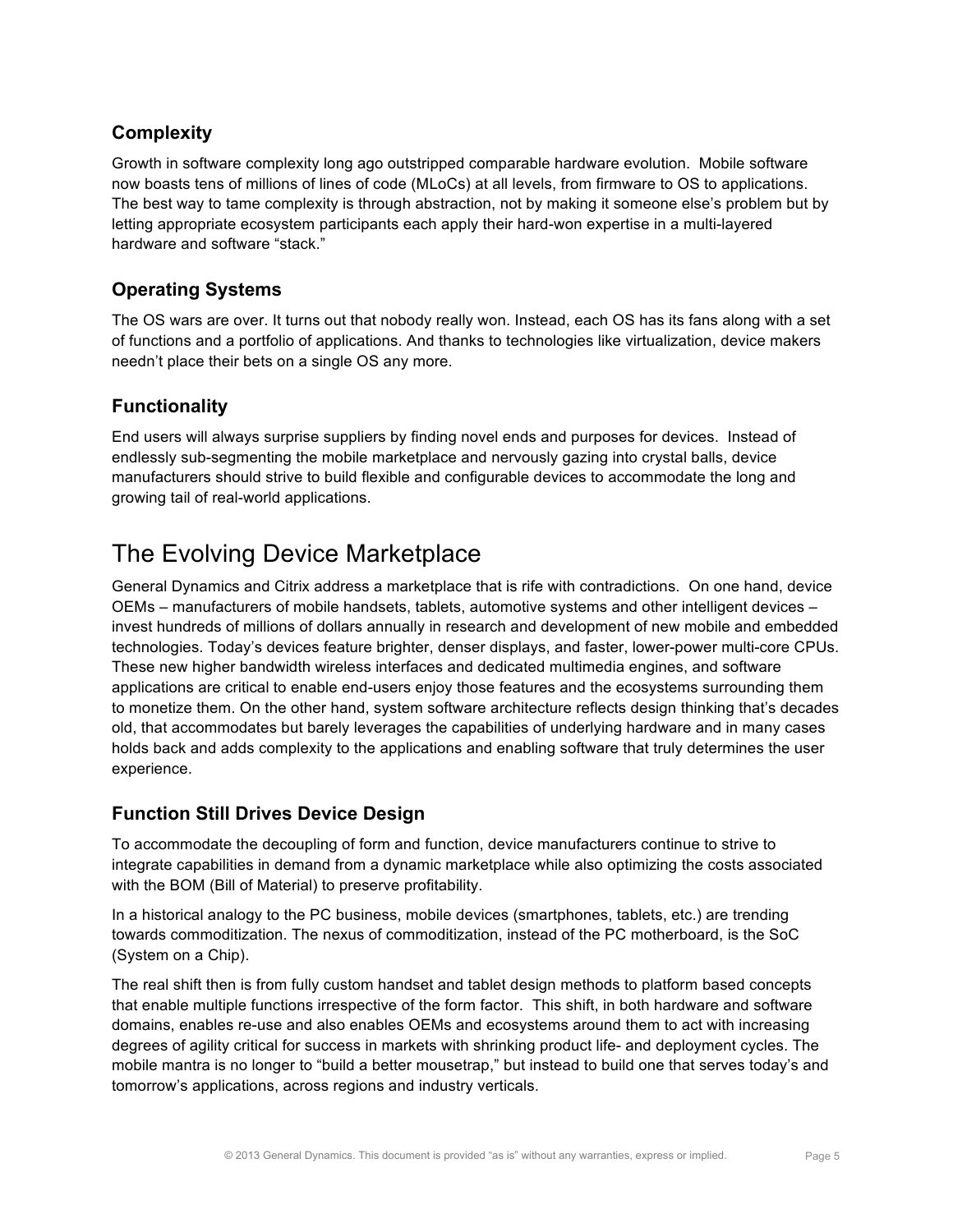### Complexity

Growth in software complexity long ago outstripped comparable hardware evolution. Mobile software now boasts tens of millions of lines of code (MLoCs) at all levels, from firmware to OS to applications. The best way to tame complexity is through abstraction, not by making it someone else's problem but by letting appropriate ecosystem participants each apply their hard-won expertise in a multi-layered hardware and software "stack."

### Operating Systems

The OS wars are over. It turns out that nobody really won. Instead, each OS has its fans along with a set of functions and a portfolio of applications. And thanks to technologies like virtualization, device makers needn't place their bets on a single OS any more.

### Functionality

End users will always surprise suppliers by finding novel ends and purposes for devices. Instead of endlessly sub-segmenting the mobile marketplace and nervously gazing into crystal balls, device manufacturers should strive to build flexible and configurable devices to accommodate the long and growing tail of real-world applications.

## The Evolving Device Marketplace

General Dynamics and Citrix address a marketplace that is rife with contradictions. On one hand, device OEMs – manufacturers of mobile handsets, tablets, automotive systems and other intelligent devices – invest hundreds of millions of dollars annually in research and development of new mobile and embedded technologies. Today's devices feature brighter, denser displays, and faster, lower-power multi-core CPUs. These new higher bandwidth wireless interfaces and dedicated multimedia engines, and software applications are critical to enable end-users enjoy those features and the ecosystems surrounding them to monetize them. On the other hand, system software architecture reflects design thinking that's decades old, that accommodates but barely leverages the capabilities of underlying hardware and in many cases holds back and adds complexity to the applications and enabling software that truly determines the user experience.

### Function Still Drives Device Design

To accommodate the decoupling of form and function, device manufacturers continue to strive to integrate capabilities in demand from a dynamic marketplace while also optimizing the costs associated with the BOM (Bill of Material) to preserve profitability.

In a historical analogy to the PC business, mobile devices (smartphones, tablets, etc.) are trending towards commoditization. The nexus of commoditization, instead of the PC motherboard, is the SoC (System on a Chip).

The real shift then is from fully custom handset and tablet design methods to platform based concepts that enable multiple functions irrespective of the form factor. This shift, in both hardware and software domains, enables re-use and also enables OEMs and ecosystems around them to act with increasing degrees of agility critical for success in markets with shrinking product life- and deployment cycles. The mobile mantra is no longer to "build a better mousetrap," but instead to build one that serves today's and tomorrow's applications, across regions and industry verticals.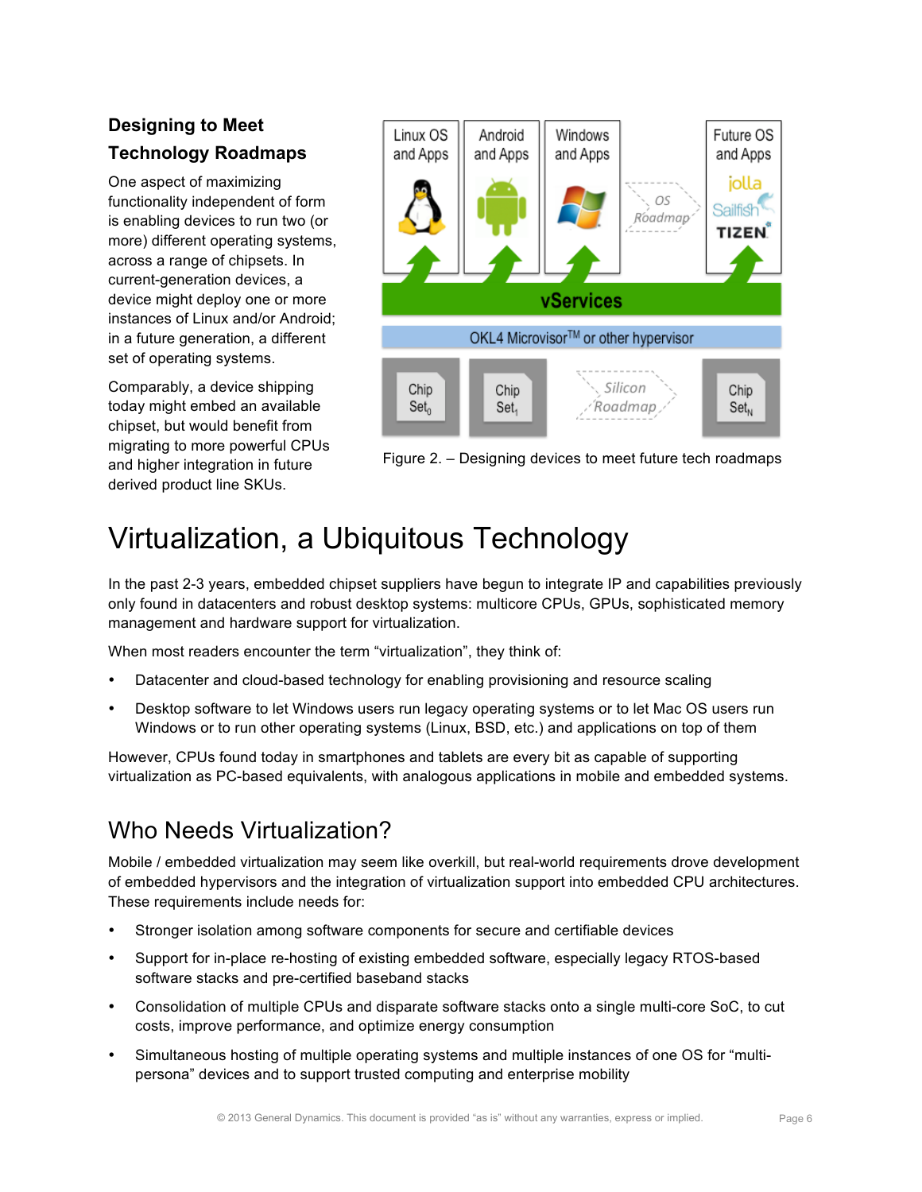### Designing to Meet Technology Roadmaps

One aspect of maximizing functionality independent of form is enabling devices to run two (or more) different operating systems, across a range of chipsets. In current-generation devices, a device might deploy one or more instances of Linux and/or Android; in a future generation, a different set of operating systems.

Comparably, a device shipping today might embed an available chipset, but would benefit from migrating to more powerful CPUs and higher integration in future derived product line SKUs.

Figure 2. – Designing devices to meet future tech roadmaps

# Virtualization, a Ubiquitous Technology

In the past 2-3 years, embedded chipset suppliers have begun to integrate IP and capabilities previously only found in datacenters and robust desktop systems: multicore CPUs, GPUs, sophisticated memory management and hardware support for virtualization.

When most readers encounter the term "virtualization", they think of:

- Datacenter and cloud-based technology for enabling provisioning and resource scaling
- Desktop software to let Windows users run legacy operating systems or to let Mac OS users run Windows or to run other operating systems (Linux, BSD, etc.) and applications on top of them

However, CPUs found today in smartphones and tablets are every bit as capable of supporting virtualization as PC-based equivalents, with analogous applications in mobile and embedded systems.

## Who Needs Virtualization?

Mobile / embedded virtualization may seem like overkill, but real-world requirements drove development of embedded hypervisors and the integration of virtualization support into embedded CPU architectures. These requirements include needs for:

- Stronger isolation among software components for secure and certifiable devices
- Support for in-place re-hosting of existing embedded software, especially legacy RTOS-based software stacks and pre-certified baseband stacks
- Consolidation of multiple CPUs and disparate software stacks onto a single multi-core SoC, to cut costs, improve performance, and optimize energy consumption
- Simultaneous hosting of multiple operating systems and multiple instances of one OS for "multi-persona" devices and to support trusted computing and enterprise mobility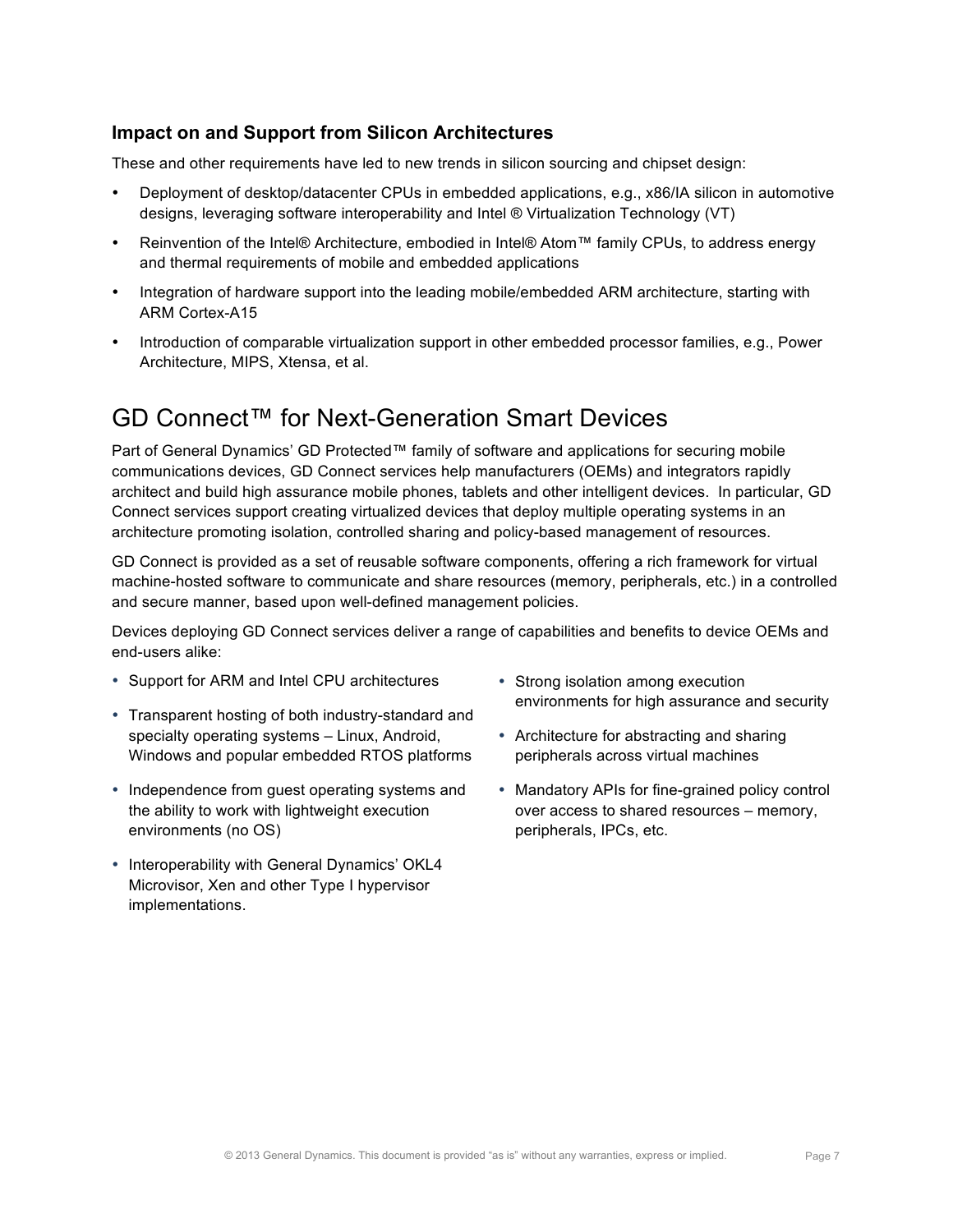### Impact on and Support from Silicon Architectures

These and other requirements have led to new trends in silicon sourcing and chipset design:

- Deployment of desktop/datacenter CPUs in embedded applications, e.g., x86/IA silicon in automotive designs, leveraging software interoperability and Intel ® Virtualization Technology (VT)
- Reinvention of the Intel® Architecture, embodied in Intel® Atom™ family CPUs, to address energy and thermal requirements of mobile and embedded applications
- Integration of hardware support into the leading mobile/embedded ARM architecture, starting with ARM Cortex-A15
- Introduction of comparable virtualization support in other embedded processor families, e.g., Power Architecture, MIPS, Xtensa, et al.

## GD Connect™ for Next-Generation Smart Devices

Part of General Dynamics' GD Protected™ family of software and applications for securing mobile communications devices, GD Connect services help manufacturers (OEMs) and integrators rapidly architect and build high assurance mobile phones, tablets and other intelligent devices. In particular, GD Connect services support creating virtualized devices that deploy multiple operating systems in an architecture promoting isolation, controlled sharing and policy-based management of resources.

GD Connect is provided as a set of reusable software components, offering a rich framework for virtual machine-hosted software to communicate and share resources (memory, peripherals, etc.) in a controlled and secure manner, based upon well-defined management policies.

Devices deploying GD Connect services deliver a range of capabilities and benefits to device OEMs and end-users alike:

- Support for ARM and Intel CPU architectures
- Transparent hosting of both industry-standard and specialty operating systems – Linux, Android, Windows and popular embedded RTOS platforms
- Independence from guest operating systems and the ability to work with lightweight execution environments (no OS)
- Interoperability with General Dynamics' OKL4 Microvisor, Xen and other Type I hypervisor implementations.
- Strong isolation among execution environments for high assurance and security
- Architecture for abstracting and sharing peripherals across virtual machines
- Mandatory APIs for fine-grained policy control over access to shared resources – memory, peripherals, IPCs, etc.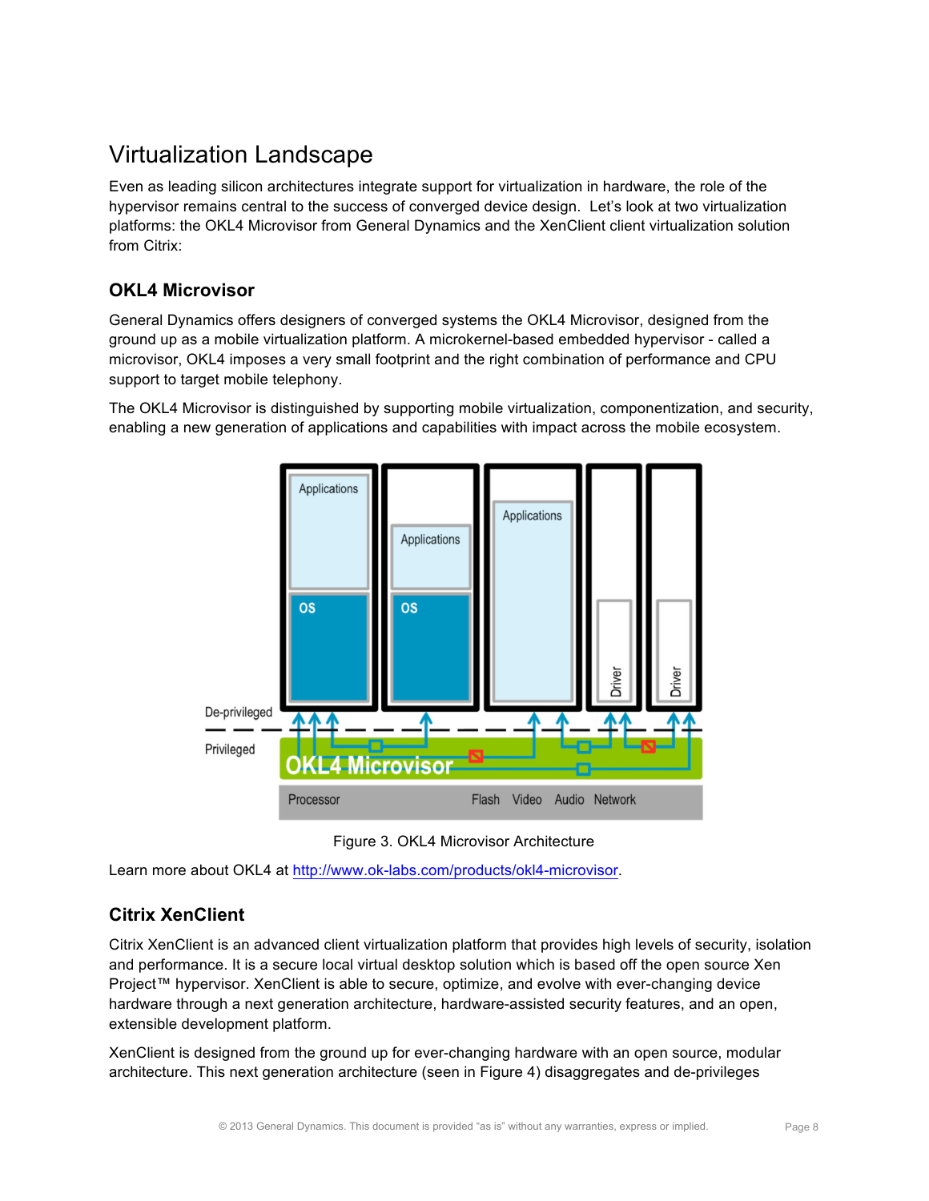## Virtualization Landscape

Even as leading silicon architectures integrate support for virtualization in hardware, the role of the hypervisor remains central to the success of converged device design. Let's look at two virtualization platforms: the OKL4 Microvisor from General Dynamics and the XenClient client virtualization solution from Citrix:

### OKL4 Microvisor

General Dynamics offers designers of converged systems the OKL4 Microvisor, designed from the ground up as a mobile virtualization platform. A microkernel-based embedded hypervisor - called a microvisor, OKL4 imposes a very small footprint and the right combination of performance and CPU support to target mobile telephony.

The OKL4 Microvisor is distinguished by supporting mobile virtualization, componentization, and security, enabling a new generation of applications and capabilities with impact across the mobile ecosystem.

Figure 3. OKL4 Microvisor Architecture

Learn more about OKL4 at http://www.ok-labs.com/products/okl4-microvisor.

### Citrix XenClient

Citrix XenClient is an advanced client virtualization platform that provides high levels of security, isolation and performance. It is a secure local virtual desktop solution which is based off the open source Xen Project™ hypervisor. XenClient is able to secure, optimize, and evolve with ever-changing device hardware through a next generation architecture, hardware-assisted security features, and an open, extensible development platform.

XenClient is designed from the ground up for ever-changing hardware with an open source, modular architecture. This next generation architecture (seen in Figure 4) disaggregates and de-privileges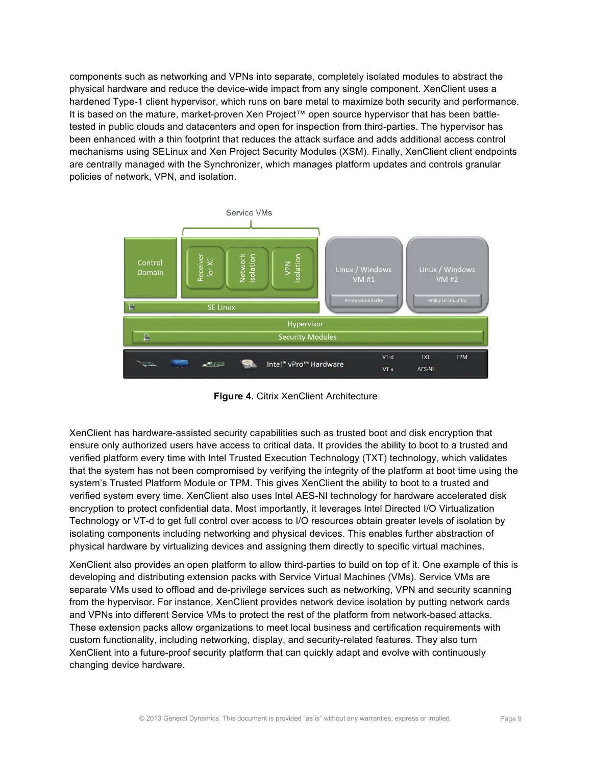components such as networking and VPNs into separate, completely isolated modules to abstract the physical hardware and reduce the device-wide impact from any single component. XenClient uses a hardened Type-1 client hypervisor, which runs on bare metal to maximize both security and performance. It is based on the mature, market-proven Xen Project™ open source hypervisor that has been battle-tested in public clouds and datacenters and open for inspection from third-parties. The hypervisor has been enhanced with a thin footprint that reduces the attack surface and adds additional access control mechanisms using SELinux and Xen Project Security Modules (XSM). Finally, XenClient client endpoints are centrally managed with the Synchronizer, which manages platform updates and controls granular policies of network, VPN, and isolation.

**Figure 4**. Citrix XenClient Architecture

XenClient has hardware-assisted security capabilities such as trusted boot and disk encryption that ensure only authorized users have access to critical data. It provides the ability to boot to a trusted and verified platform every time with Intel Trusted Execution Technology (TXT) technology, which validates that the system has not been compromised by verifying the integrity of the platform at boot time using the system's Trusted Platform Module or TPM. This gives XenClient the ability to boot to a trusted and verified system every time. XenClient also uses Intel AES-NI technology for hardware accelerated disk encryption to protect confidential data. Most importantly, it leverages Intel Directed I/O Virtualization Technology or VT-d to get full control over access to I/O resources obtain greater levels of isolation by isolating components including networking and physical devices. This enables further abstraction of physical hardware by virtualizing devices and assigning them directly to specific virtual machines.

XenClient also provides an open platform to allow third-parties to build on top of it. One example of this is developing and distributing extension packs with Service Virtual Machines (VMs). Service VMs are separate VMs used to offload and de-privilege services such as networking, VPN and security scanning from the hypervisor. For instance, XenClient provides network device isolation by putting network cards and VPNs into different Service VMs to protect the rest of the platform from network-based attacks. These extension packs allow organizations to meet local business and certification requirements with custom functionality, including networking, display, and security-related features. They also turn XenClient into a future-proof security platform that can quickly adapt and evolve with continuously changing device hardware.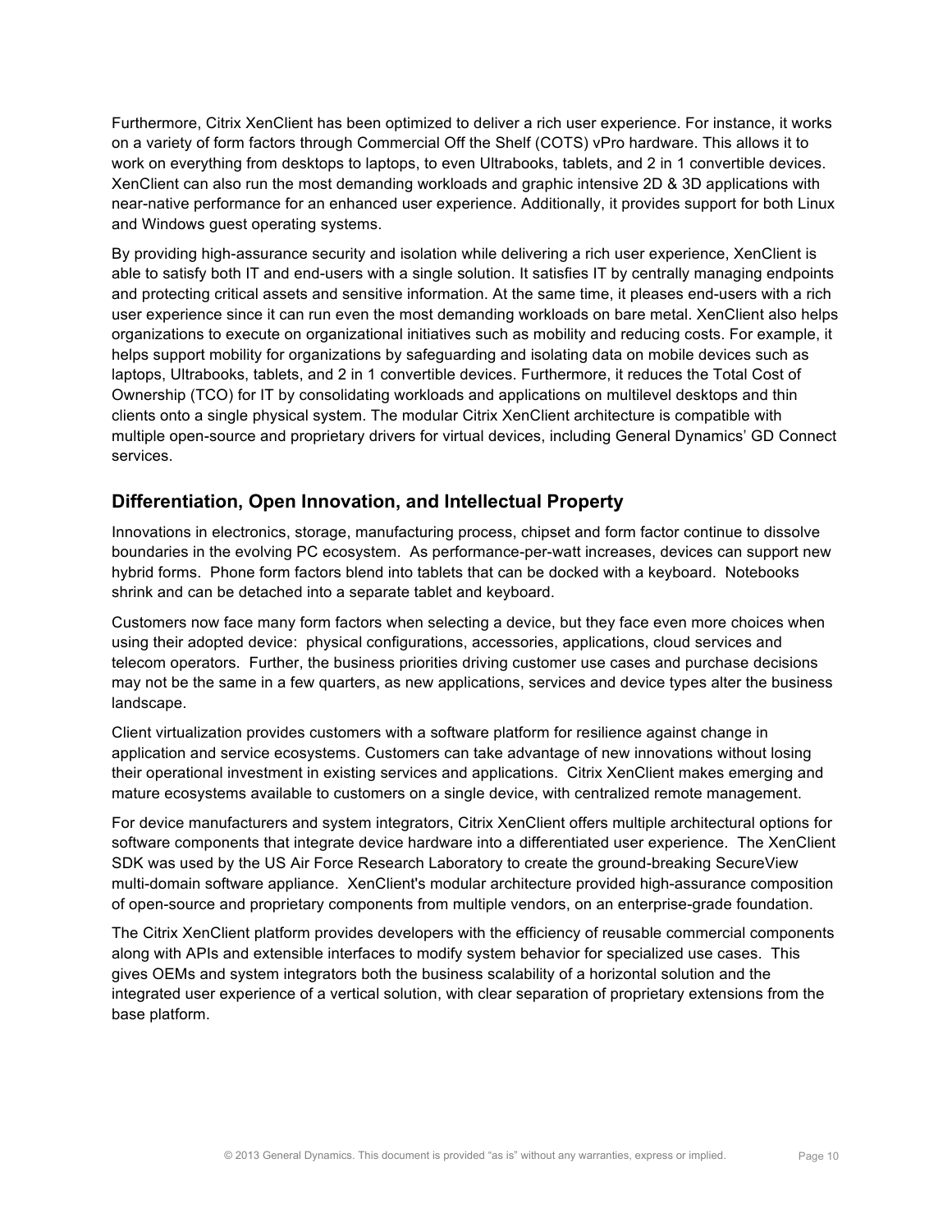Furthermore, Citrix XenClient has been optimized to deliver a rich user experience. For instance, it works on a variety of form factors through Commercial Off the Shelf (COTS) vPro hardware. This allows it to work on everything from desktops to laptops, to even Ultrabooks, tablets, and 2 in 1 convertible devices. XenClient can also run the most demanding workloads and graphic intensive 2D & 3D applications with near-native performance for an enhanced user experience. Additionally, it provides support for both Linux and Windows guest operating systems.

By providing high-assurance security and isolation while delivering a rich user experience, XenClient is able to satisfy both IT and end-users with a single solution. It satisfies IT by centrally managing endpoints and protecting critical assets and sensitive information. At the same time, it pleases end-users with a rich user experience since it can run even the most demanding workloads on bare metal. XenClient also helps organizations to execute on organizational initiatives such as mobility and reducing costs. For example, it helps support mobility for organizations by safeguarding and isolating data on mobile devices such as laptops, Ultrabooks, tablets, and 2 in 1 convertible devices. Furthermore, it reduces the Total Cost of Ownership (TCO) for IT by consolidating workloads and applications on multilevel desktops and thin clients onto a single physical system. The modular Citrix XenClient architecture is compatible with multiple open-source and proprietary drivers for virtual devices, including General Dynamics' GD Connect services.

## Differentiation, Open Innovation, and Intellectual Property

Innovations in electronics, storage, manufacturing process, chipset and form factor continue to dissolve boundaries in the evolving PC ecosystem. As performance-per-watt increases, devices can support new hybrid forms. Phone form factors blend into tablets that can be docked with a keyboard. Notebooks shrink and can be detached into a separate tablet and keyboard.

Customers now face many form factors when selecting a device, but they face even more choices when using their adopted device: physical configurations, accessories, applications, cloud services and telecom operators. Further, the business priorities driving customer use cases and purchase decisions may not be the same in a few quarters, as new applications, services and device types alter the business landscape.

Client virtualization provides customers with a software platform for resilience against change in application and service ecosystems. Customers can take advantage of new innovations without losing their operational investment in existing services and applications. Citrix XenClient makes emerging and mature ecosystems available to customers on a single device, with centralized remote management.

For device manufacturers and system integrators, Citrix XenClient offers multiple architectural options for software components that integrate device hardware into a differentiated user experience. The XenClient SDK was used by the US Air Force Research Laboratory to create the ground-breaking SecureView multi-domain software appliance. XenClient's modular architecture provided high-assurance composition of open-source and proprietary components from multiple vendors, on an enterprise-grade foundation.

The Citrix XenClient platform provides developers with the efficiency of reusable commercial components along with APIs and extensible interfaces to modify system behavior for specialized use cases. This gives OEMs and system integrators both the business scalability of a horizontal solution and the integrated user experience of a vertical solution, with clear separation of proprietary extensions from the base platform.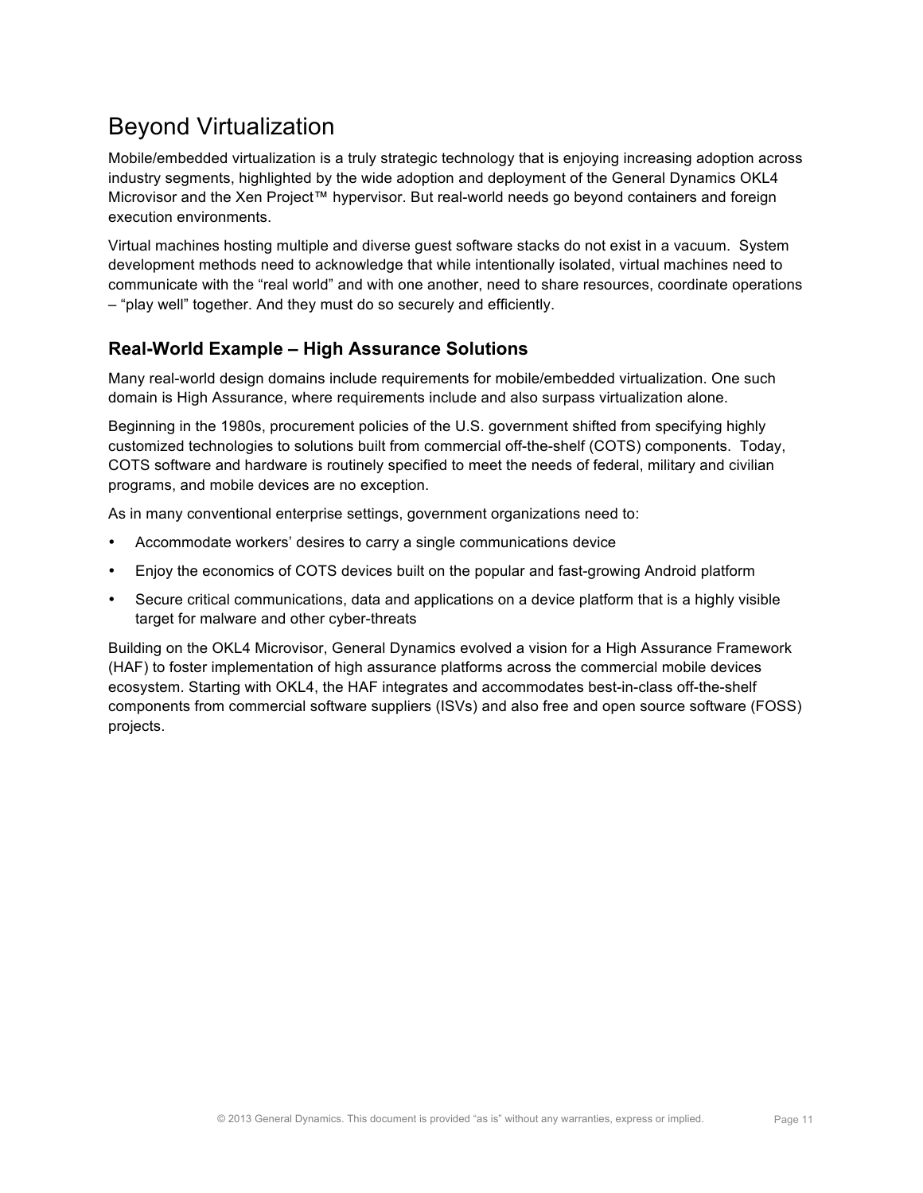# Beyond Virtualization

Mobile/embedded virtualization is a truly strategic technology that is enjoying increasing adoption across industry segments, highlighted by the wide adoption and deployment of the General Dynamics OKL4 Microvisor and the Xen Project™ hypervisor. But real-world needs go beyond containers and foreign execution environments.

Virtual machines hosting multiple and diverse guest software stacks do not exist in a vacuum. System development methods need to acknowledge that while intentionally isolated, virtual machines need to communicate with the "real world" and with one another, need to share resources, coordinate operations – "play well" together. And they must do so securely and efficiently.

## Real-World Example – High Assurance Solutions

Many real-world design domains include requirements for mobile/embedded virtualization. One such domain is High Assurance, where requirements include and also surpass virtualization alone.

Beginning in the 1980s, procurement policies of the U.S. government shifted from specifying highly customized technologies to solutions built from commercial off-the-shelf (COTS) components. Today, COTS software and hardware is routinely specified to meet the needs of federal, military and civilian programs, and mobile devices are no exception.

As in many conventional enterprise settings, government organizations need to:

- Accommodate workers' desires to carry a single communications device
- Enjoy the economics of COTS devices built on the popular and fast-growing Android platform
- Secure critical communications, data and applications on a device platform that is a highly visible target for malware and other cyber-threats

Building on the OKL4 Microvisor, General Dynamics evolved a vision for a High Assurance Framework (HAF) to foster implementation of high assurance platforms across the commercial mobile devices ecosystem. Starting with OKL4, the HAF integrates and accommodates best-in-class off-the-shelf components from commercial software suppliers (ISVs) and also free and open source software (FOSS) projects.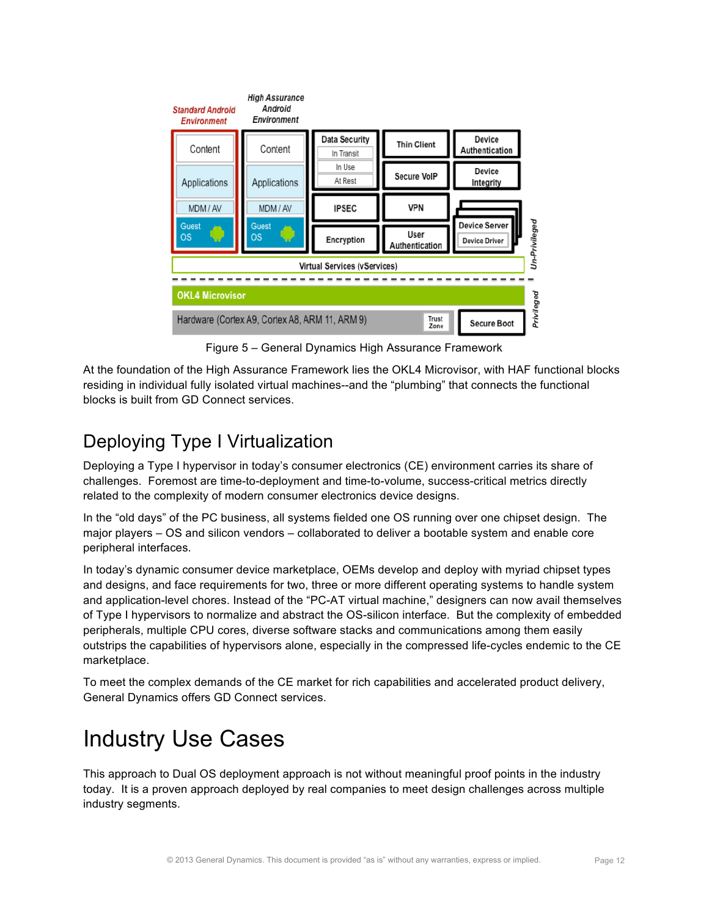Figure 5 – General Dynamics High Assurance Framework

At the foundation of the High Assurance Framework lies the OKL4 Microvisor, with HAF functional blocks residing in individual fully isolated virtual machines--and the “plumbing” that connects the functional blocks is built from GD Connect services.

## Deploying Type I Virtualization

Deploying a Type I hypervisor in today’s consumer electronics (CE) environment carries its share of challenges. Foremost are time-to-deployment and time-to-volume, success-critical metrics directly related to the complexity of modern consumer electronics device designs.

In the “old days” of the PC business, all systems fielded one OS running over one chipset design. The major players – OS and silicon vendors – collaborated to deliver a bootable system and enable core peripheral interfaces.

In today’s dynamic consumer device marketplace, OEMs develop and deploy with myriad chipset types and designs, and face requirements for two, three or more different operating systems to handle system and application-level chores. Instead of the “PC-AT virtual machine,” designers can now avail themselves of Type I hypervisors to normalize and abstract the OS-silicon interface. But the complexity of embedded peripherals, multiple CPU cores, diverse software stacks and communications among them easily outstrips the capabilities of hypervisors alone, especially in the compressed life-cycles endemic to the CE marketplace.

To meet the complex demands of the CE market for rich capabilities and accelerated product delivery, General Dynamics offers GD Connect services.

# Industry Use Cases

This approach to Dual OS deployment approach is not without meaningful proof points in the industry today. It is a proven approach deployed by real companies to meet design challenges across multiple industry segments.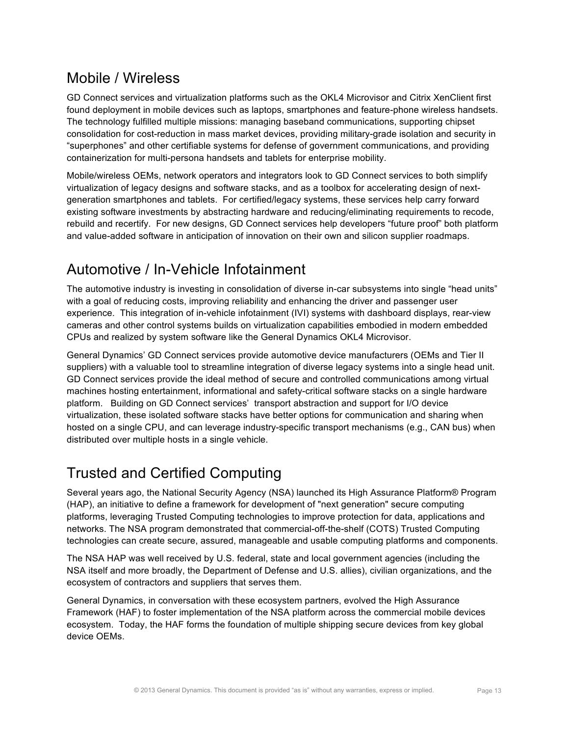## Mobile / Wireless

GD Connect services and virtualization platforms such as the OKL4 Microvisor and Citrix XenClient first found deployment in mobile devices such as laptops, smartphones and feature-phone wireless handsets. The technology fulfilled multiple missions: managing baseband communications, supporting chipset consolidation for cost-reduction in mass market devices, providing military-grade isolation and security in "superphones" and other certifiable systems for defense of government communications, and providing containerization for multi-persona handsets and tablets for enterprise mobility.

Mobile/wireless OEMs, network operators and integrators look to GD Connect services to both simplify virtualization of legacy designs and software stacks, and as a toolbox for accelerating design of next-generation smartphones and tablets. For certified/legacy systems, these services help carry forward existing software investments by abstracting hardware and reducing/eliminating requirements to recode, rebuild and recertify. For new designs, GD Connect services help developers "future proof" both platform and value-added software in anticipation of innovation on their own and silicon supplier roadmaps.

## Automotive / In-Vehicle Infotainment

The automotive industry is investing in consolidation of diverse in-car subsystems into single "head units" with a goal of reducing costs, improving reliability and enhancing the driver and passenger user experience. This integration of in-vehicle infotainment (IVI) systems with dashboard displays, rear-view cameras and other control systems builds on virtualization capabilities embodied in modern embedded CPUs and realized by system software like the General Dynamics OKL4 Microvisor.

General Dynamics' GD Connect services provide automotive device manufacturers (OEMs and Tier II suppliers) with a valuable tool to streamline integration of diverse legacy systems into a single head unit. GD Connect services provide the ideal method of secure and controlled communications among virtual machines hosting entertainment, informational and safety-critical software stacks on a single hardware platform. Building on GD Connect services' transport abstraction and support for I/O device virtualization, these isolated software stacks have better options for communication and sharing when hosted on a single CPU, and can leverage industry-specific transport mechanisms (e.g., CAN bus) when distributed over multiple hosts in a single vehicle.

## Trusted and Certified Computing

Several years ago, the National Security Agency (NSA) launched its High Assurance Platform® Program (HAP), an initiative to define a framework for development of "next generation" secure computing platforms, leveraging Trusted Computing technologies to improve protection for data, applications and networks. The NSA program demonstrated that commercial-off-the-shelf (COTS) Trusted Computing technologies can create secure, assured, manageable and usable computing platforms and components.

The NSA HAP was well received by U.S. federal, state and local government agencies (including the NSA itself and more broadly, the Department of Defense and U.S. allies), civilian organizations, and the ecosystem of contractors and suppliers that serves them.

General Dynamics, in conversation with these ecosystem partners, evolved the High Assurance Framework (HAF) to foster implementation of the NSA platform across the commercial mobile devices ecosystem. Today, the HAF forms the foundation of multiple shipping secure devices from key global device OEMs.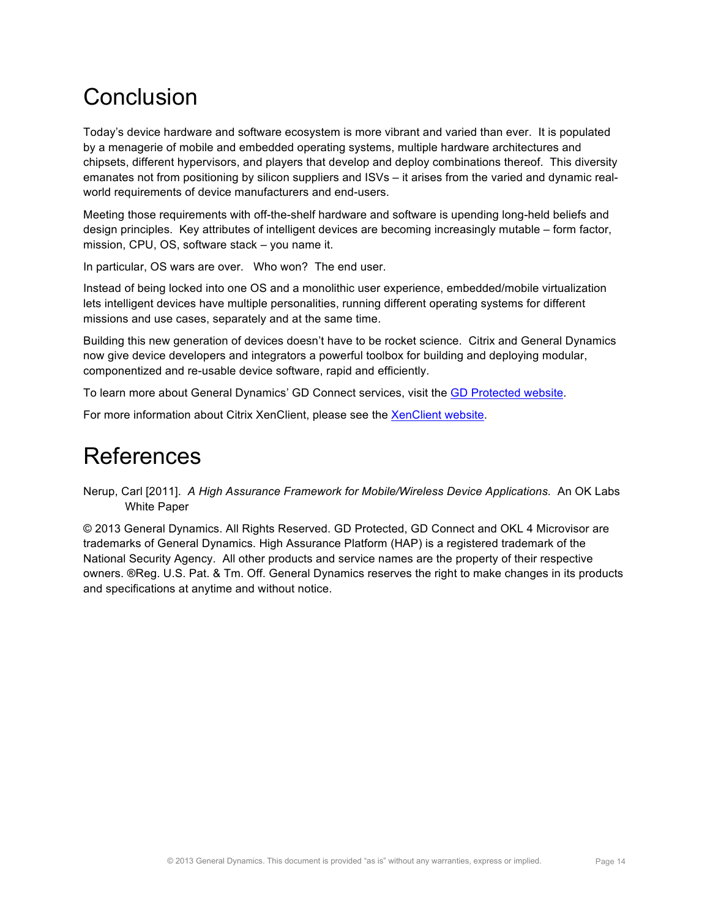# Conclusion

Today's device hardware and software ecosystem is more vibrant and varied than ever. It is populated by a menagerie of mobile and embedded operating systems, multiple hardware architectures and chipsets, different hypervisors, and players that develop and deploy combinations thereof. This diversity emanates not from positioning by silicon suppliers and ISVs – it arises from the varied and dynamic real-world requirements of device manufacturers and end-users.

Meeting those requirements with off-the-shelf hardware and software is upending long-held beliefs and design principles. Key attributes of intelligent devices are becoming increasingly mutable – form factor, mission, CPU, OS, software stack – you name it.

In particular, OS wars are over. Who won? The end user.

Instead of being locked into one OS and a monolithic user experience, embedded/mobile virtualization lets intelligent devices have multiple personalities, running different operating systems for different missions and use cases, separately and at the same time.

Building this new generation of devices doesn't have to be rocket science. Citrix and General Dynamics now give device developers and integrators a powerful toolbox for building and deploying modular, componentized and re-usable device software, rapid and efficiently.

To learn more about General Dynamics' GD Connect services, visit the GD Protected website.

For more information about Citrix XenClient, please see the XenClient website.

# References

Nerup, Carl [2011]. *A High Assurance Framework for Mobile/Wireless Device Applications.* An OK Labs White Paper

© 2013 General Dynamics. All Rights Reserved. GD Protected, GD Connect and OKL 4 Microvisor are trademarks of General Dynamics. High Assurance Platform (HAP) is a registered trademark of the National Security Agency. All other products and service names are the property of their respective owners. ®Reg. U.S. Pat. & Tm. Off. General Dynamics reserves the right to make changes in its products and specifications at anytime and without notice.